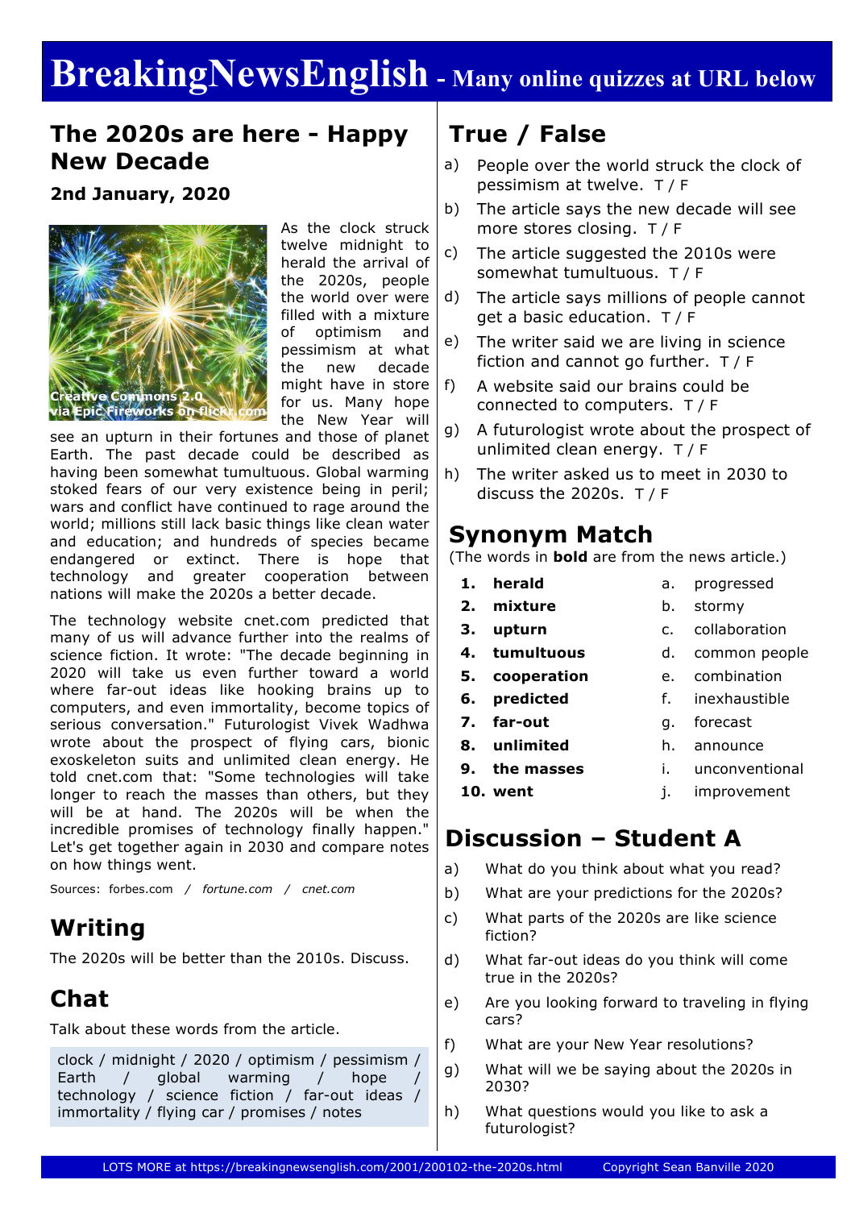# BreakingNewsEnglish - Many online quizzes at URL below

## The 2020s are here - Happy New Decade

**2nd January, 2020**

Creative Commons 2.0 via Epic Fireworks on flickr.com

As the clock struck twelve midnight to herald the arrival of the 2020s, people the world over were filled with a mixture of optimism and pessimism at what the new decade might have in store for us. Many hope the New Year will see an upturn in their fortunes and those of planet Earth. The past decade could be described as having been somewhat tumultuous. Global warming stoked fears of our very existence being in peril; wars and conflict have continued to rage around the world; millions still lack basic things like clean water and education; and hundreds of species became endangered or extinct. There is hope that technology and greater cooperation between nations will make the 2020s a better decade.

The technology website cnet.com predicted that many of us will advance further into the realms of science fiction. It wrote: "The decade beginning in 2020 will take us even further toward a world where far-out ideas like hooking brains up to computers, and even immortality, become topics of serious conversation." Futurologist Vivek Wadhwa wrote about the prospect of flying cars, bionic exoskeleton suits and unlimited clean energy. He told cnet.com that: "Some technologies will take longer to reach the masses than others, but they will be at hand. The 2020s will be when the incredible promises of technology finally happen." Let's get together again in 2030 and compare notes on how things went.

Sources: forbes.com / *fortune.com* / *cnet.com*

## Writing

The 2020s will be better than the 2010s. Discuss.

## Chat

Talk about these words from the article.

clock / midnight / 2020 / optimism / pessimism / Earth / global warming / hope / technology / science fiction / far-out ideas / immortality / flying car / promises / notes

## True / False

a) People over the world struck the clock of pessimism at twelve. T / F

b) The article says the new decade will see more stores closing. T / F

c) The article suggested the 2010s were somewhat tumultuous. T / F

d) The article says millions of people cannot get a basic education. T / F

e) The writer said we are living in science fiction and cannot go further. T / F

f) A website said our brains could be connected to computers. T / F

g) A futurologist wrote about the prospect of unlimited clean energy. T / F

h) The writer asked us to meet in 2030 to discuss the 2020s. T / F

## Synonym Match

(The words in **bold** are from the news article.)

| | | | |
|---|---|---|---|
| 1. | **herald** | a. | progressed |
| 2. | **mixture** | b. | stormy |
| 3. | **upturn** | c. | collaboration |
| 4. | **tumultuous** | d. | common people |
| 5. | **cooperation** | e. | combination |
| 6. | **predicted** | f. | inexhaustible |
| 7. | **far-out** | g. | forecast |
| 8. | **unlimited** | h. | announce |
| 9. | **the masses** | i. | unconventional |
| 10. | **went** | j. | improvement |

## Discussion – Student A

a) What do you think about what you read?

b) What are your predictions for the 2020s?

c) What parts of the 2020s are like science fiction?

d) What far-out ideas do you think will come true in the 2020s?

e) Are you looking forward to traveling in flying cars?

f) What are your New Year resolutions?

g) What will we be saying about the 2020s in 2030?

h) What questions would you like to ask a futurologist?

LOTS MORE at https://breakingnewsenglish.com/2001/200102-the-2020s.html Copyright Sean Banville 2020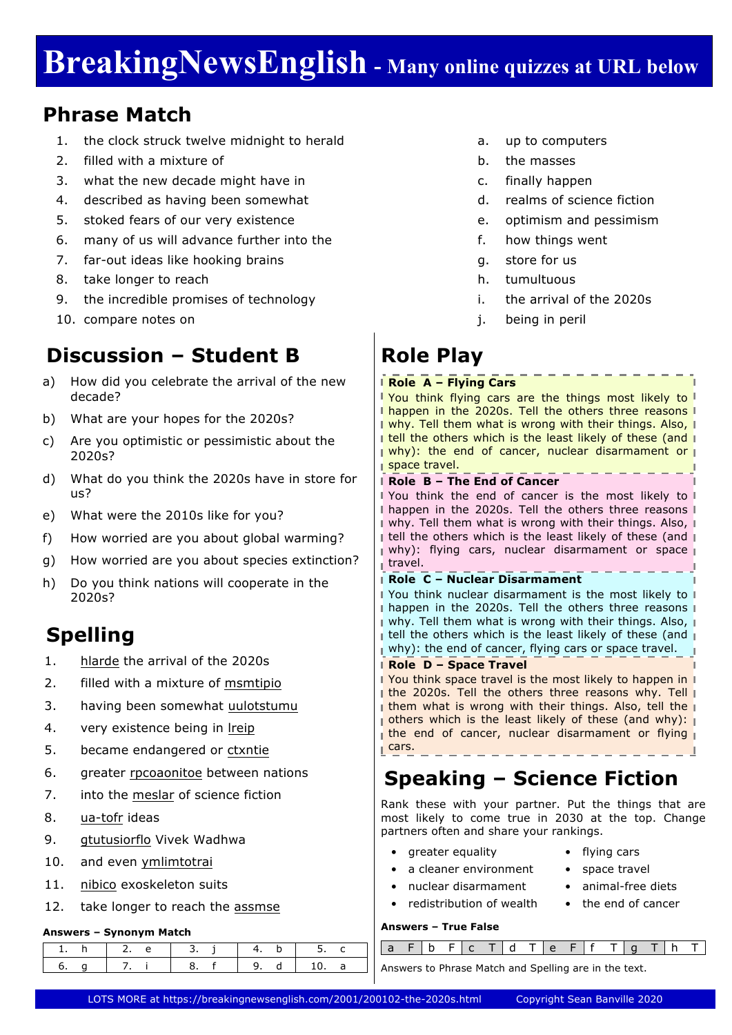# BreakingNewsEnglish - Many online quizzes at URL below

## Phrase Match

1. the clock struck twelve midnight to herald
2. filled with a mixture of
3. what the new decade might have in
4. described as having been somewhat
5. stoked fears of our very existence
6. many of us will advance further into the
7. far-out ideas like hooking brains
8. take longer to reach
9. the incredible promises of technology
10. compare notes on

a. up to computers
b. the masses
c. finally happen
d. realms of science fiction
e. optimism and pessimism
f. how things went
g. store for us
h. tumultuous
i. the arrival of the 2020s
j. being in peril

## Discussion – Student B

a) How did you celebrate the arrival of the new decade?
b) What are your hopes for the 2020s?
c) Are you optimistic or pessimistic about the 2020s?
d) What do you think the 2020s have in store for us?
e) What were the 2010s like for you?
f) How worried are you about global warming?
g) How worried are you about species extinction?
h) Do you think nations will cooperate in the 2020s?

## Spelling

1. hlarde the arrival of the 2020s
2. filled with a mixture of msmtipio
3. having been somewhat uulotstumu
4. very existence being in lreip
5. became endangered or ctxntie
6. greater rpcoaonitoe between nations
7. into the meslar of science fiction
8. ua-tofr ideas
9. gtutusiorflo Vivek Wadhwa
10. and even ymlimtotrai
11. nibico exoskeleton suits
12. take longer to reach the assmse

**Answers – Synonym Match**

| | | | | |
|---|---|---|---|---|
| 1. h | 2. e | 3. j | 4. b | 5. c |
| 6. g | 7. i | 8. f | 9. d | 10. a |

## Role Play

**Role A – Flying Cars**
You think flying cars are the things most likely to happen in the 2020s. Tell the others three reasons why. Tell them what is wrong with their things. Also, tell the others which is the least likely of these (and why): the end of cancer, nuclear disarmament or space travel.

**Role B – The End of Cancer**
You think the end of cancer is the most likely to happen in the 2020s. Tell the others three reasons why. Tell them what is wrong with their things. Also, tell the others which is the least likely of these (and why): flying cars, nuclear disarmament or space travel.

**Role C – Nuclear Disarmament**
You think nuclear disarmament is the most likely to happen in the 2020s. Tell the others three reasons why. Tell them what is wrong with their things. Also, tell the others which is the least likely of these (and why): the end of cancer, flying cars or space travel.

**Role D – Space Travel**
You think space travel is the most likely to happen in the 2020s. Tell the others three reasons why. Tell them what is wrong with their things. Also, tell the others which is the least likely of these (and why): the end of cancer, nuclear disarmament or flying cars.

## Speaking – Science Fiction

Rank these with your partner. Put the things that are most likely to come true in 2030 at the top. Change partners often and share your rankings.

- greater equality
- a cleaner environment
- nuclear disarmament
- redistribution of wealth
- flying cars
- space travel
- animal-free diets
- the end of cancer

**Answers – True False**

| | | | | | | | | | | | | | | | |
|---|---|---|---|---|---|---|---|---|---|---|---|---|---|---|---|
| a | F | b | F | c | T | d | T | e | F | f | T | g | T | h | T |

Answers to Phrase Match and Spelling are in the text.

LOTS MORE at https://breakingnewsenglish.com/2001/200102-the-2020s.html    Copyright Sean Banville 2020